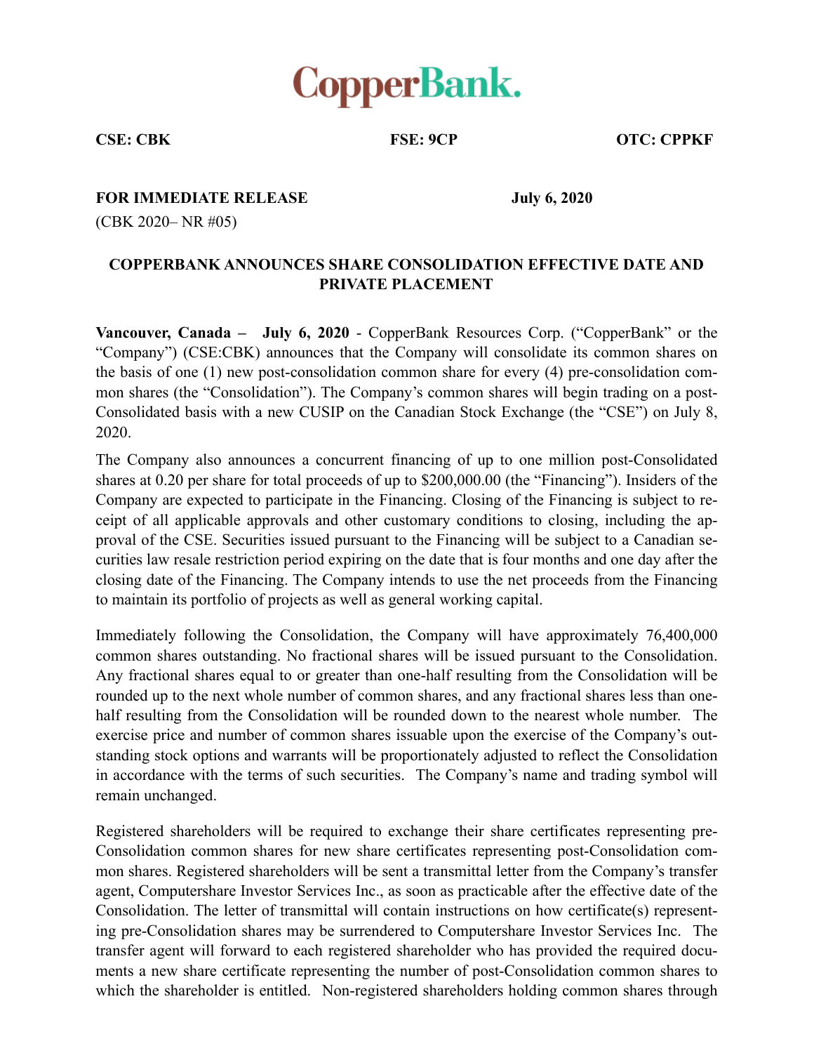CopperBank.

**CSE: CBK** **FSE: 9CP** **OTC: CPPKF**

**FOR IMMEDIATE RELEASE** **July 6, 2020**

(CBK 2020– NR #05)

**COPPERBANK ANNOUNCES SHARE CONSOLIDATION EFFECTIVE DATE AND PRIVATE PLACEMENT**

**Vancouver, Canada – July 6, 2020** - CopperBank Resources Corp. ("CopperBank" or the "Company") (CSE:CBK) announces that the Company will consolidate its common shares on the basis of one (1) new post-consolidation common share for every (4) pre-consolidation common shares (the "Consolidation"). The Company's common shares will begin trading on a post-Consolidated basis with a new CUSIP on the Canadian Stock Exchange (the "CSE") on July 8, 2020.

The Company also announces a concurrent financing of up to one million post-Consolidated shares at 0.20 per share for total proceeds of up to $200,000.00 (the "Financing"). Insiders of the Company are expected to participate in the Financing. Closing of the Financing is subject to receipt of all applicable approvals and other customary conditions to closing, including the approval of the CSE. Securities issued pursuant to the Financing will be subject to a Canadian securities law resale restriction period expiring on the date that is four months and one day after the closing date of the Financing. The Company intends to use the net proceeds from the Financing to maintain its portfolio of projects as well as general working capital.

Immediately following the Consolidation, the Company will have approximately 76,400,000 common shares outstanding. No fractional shares will be issued pursuant to the Consolidation. Any fractional shares equal to or greater than one-half resulting from the Consolidation will be rounded up to the next whole number of common shares, and any fractional shares less than one-half resulting from the Consolidation will be rounded down to the nearest whole number. The exercise price and number of common shares issuable upon the exercise of the Company's outstanding stock options and warrants will be proportionately adjusted to reflect the Consolidation in accordance with the terms of such securities. The Company's name and trading symbol will remain unchanged.

Registered shareholders will be required to exchange their share certificates representing pre-Consolidation common shares for new share certificates representing post-Consolidation common shares. Registered shareholders will be sent a transmittal letter from the Company's transfer agent, Computershare Investor Services Inc., as soon as practicable after the effective date of the Consolidation. The letter of transmittal will contain instructions on how certificate(s) representing pre-Consolidation shares may be surrendered to Computershare Investor Services Inc. The transfer agent will forward to each registered shareholder who has provided the required documents a new share certificate representing the number of post-Consolidation common shares to which the shareholder is entitled. Non-registered shareholders holding common shares through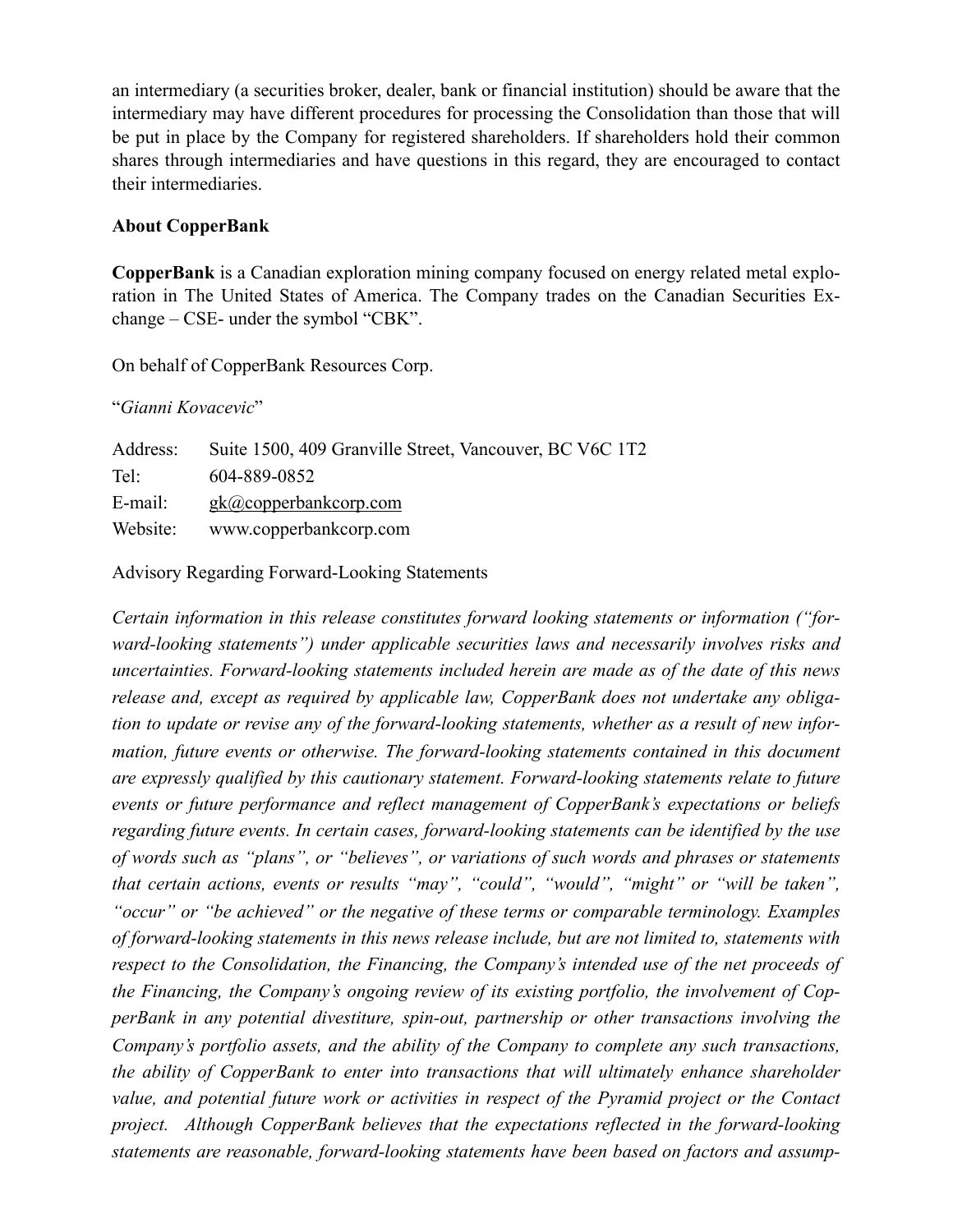an intermediary (a securities broker, dealer, bank or financial institution) should be aware that the intermediary may have different procedures for processing the Consolidation than those that will be put in place by the Company for registered shareholders. If shareholders hold their common shares through intermediaries and have questions in this regard, they are encouraged to contact their intermediaries.

**About CopperBank**

**CopperBank** is a Canadian exploration mining company focused on energy related metal exploration in The United States of America. The Company trades on the Canadian Securities Exchange – CSE- under the symbol "CBK".

On behalf of CopperBank Resources Corp.

"*Gianni Kovacevic*"

| | |
|---|---|
| Address: | Suite 1500, 409 Granville Street, Vancouver, BC V6C 1T2 |
| Tel: | 604-889-0852 |
| E-mail: | gk@copperbankcorp.com |
| Website: | www.copperbankcorp.com |

Advisory Regarding Forward-Looking Statements

*Certain information in this release constitutes forward looking statements or information ("forward-looking statements") under applicable securities laws and necessarily involves risks and uncertainties. Forward-looking statements included herein are made as of the date of this news release and, except as required by applicable law, CopperBank does not undertake any obligation to update or revise any of the forward-looking statements, whether as a result of new information, future events or otherwise. The forward-looking statements contained in this document are expressly qualified by this cautionary statement. Forward-looking statements relate to future events or future performance and reflect management of CopperBank's expectations or beliefs regarding future events. In certain cases, forward-looking statements can be identified by the use of words such as "plans", or "believes", or variations of such words and phrases or statements that certain actions, events or results "may", "could", "would", "might" or "will be taken", "occur" or "be achieved" or the negative of these terms or comparable terminology. Examples of forward-looking statements in this news release include, but are not limited to, statements with respect to the Consolidation, the Financing, the Company's intended use of the net proceeds of the Financing, the Company's ongoing review of its existing portfolio, the involvement of CopperBank in any potential divestiture, spin-out, partnership or other transactions involving the Company's portfolio assets, and the ability of the Company to complete any such transactions, the ability of CopperBank to enter into transactions that will ultimately enhance shareholder value, and potential future work or activities in respect of the Pyramid project or the Contact project. Although CopperBank believes that the expectations reflected in the forward-looking statements are reasonable, forward-looking statements have been based on factors and assump-*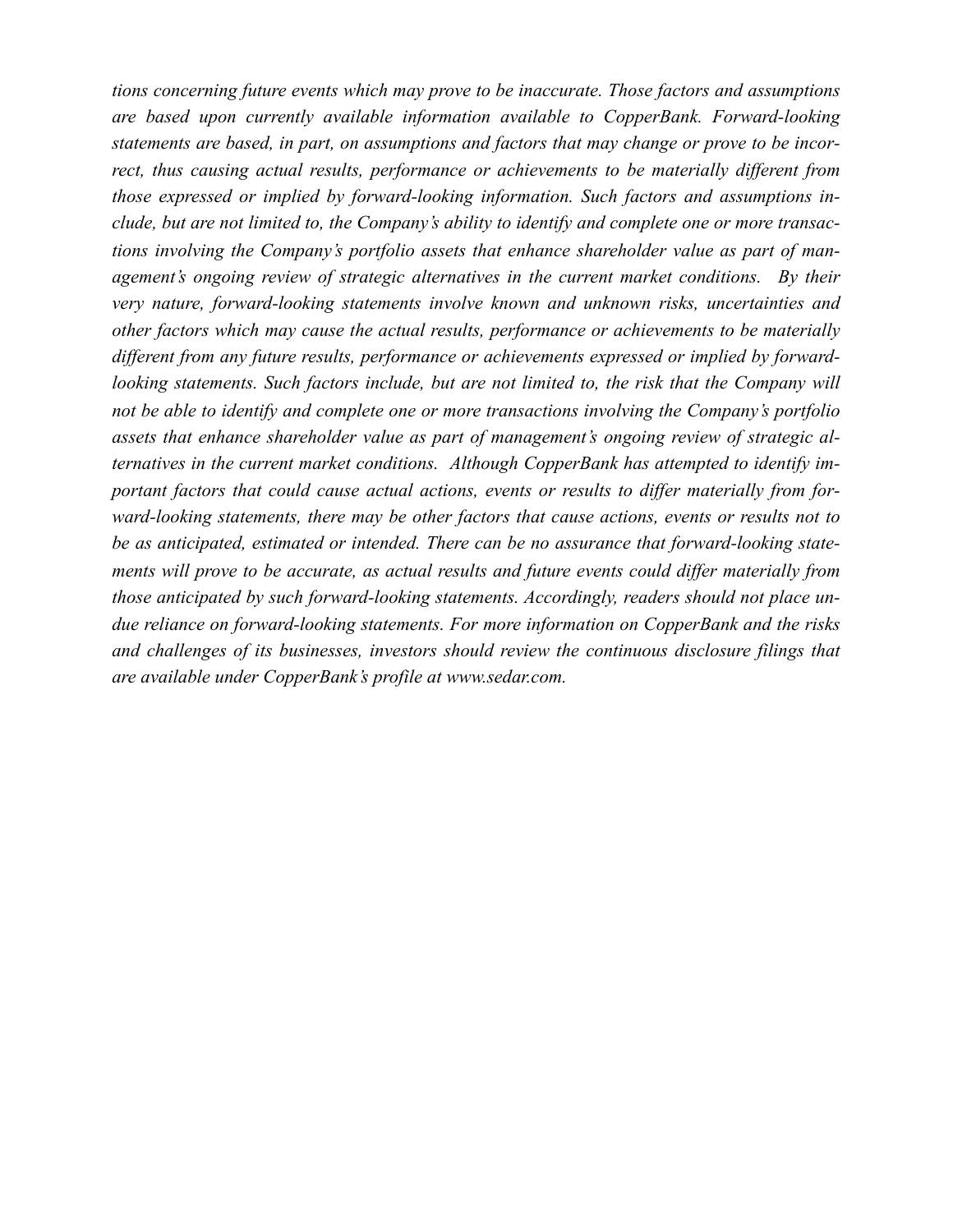*tions concerning future events which may prove to be inaccurate. Those factors and assumptions are based upon currently available information available to CopperBank. Forward-looking statements are based, in part, on assumptions and factors that may change or prove to be incorrect, thus causing actual results, performance or achievements to be materially different from those expressed or implied by forward-looking information. Such factors and assumptions include, but are not limited to, the Company's ability to identify and complete one or more transactions involving the Company's portfolio assets that enhance shareholder value as part of management's ongoing review of strategic alternatives in the current market conditions. By their very nature, forward-looking statements involve known and unknown risks, uncertainties and other factors which may cause the actual results, performance or achievements to be materially different from any future results, performance or achievements expressed or implied by forward-looking statements. Such factors include, but are not limited to, the risk that the Company will not be able to identify and complete one or more transactions involving the Company's portfolio assets that enhance shareholder value as part of management's ongoing review of strategic alternatives in the current market conditions. Although CopperBank has attempted to identify important factors that could cause actual actions, events or results to differ materially from forward-looking statements, there may be other factors that cause actions, events or results not to be as anticipated, estimated or intended. There can be no assurance that forward-looking statements will prove to be accurate, as actual results and future events could differ materially from those anticipated by such forward-looking statements. Accordingly, readers should not place undue reliance on forward-looking statements. For more information on CopperBank and the risks and challenges of its businesses, investors should review the continuous disclosure filings that are available under CopperBank's profile at www.sedar.com.*